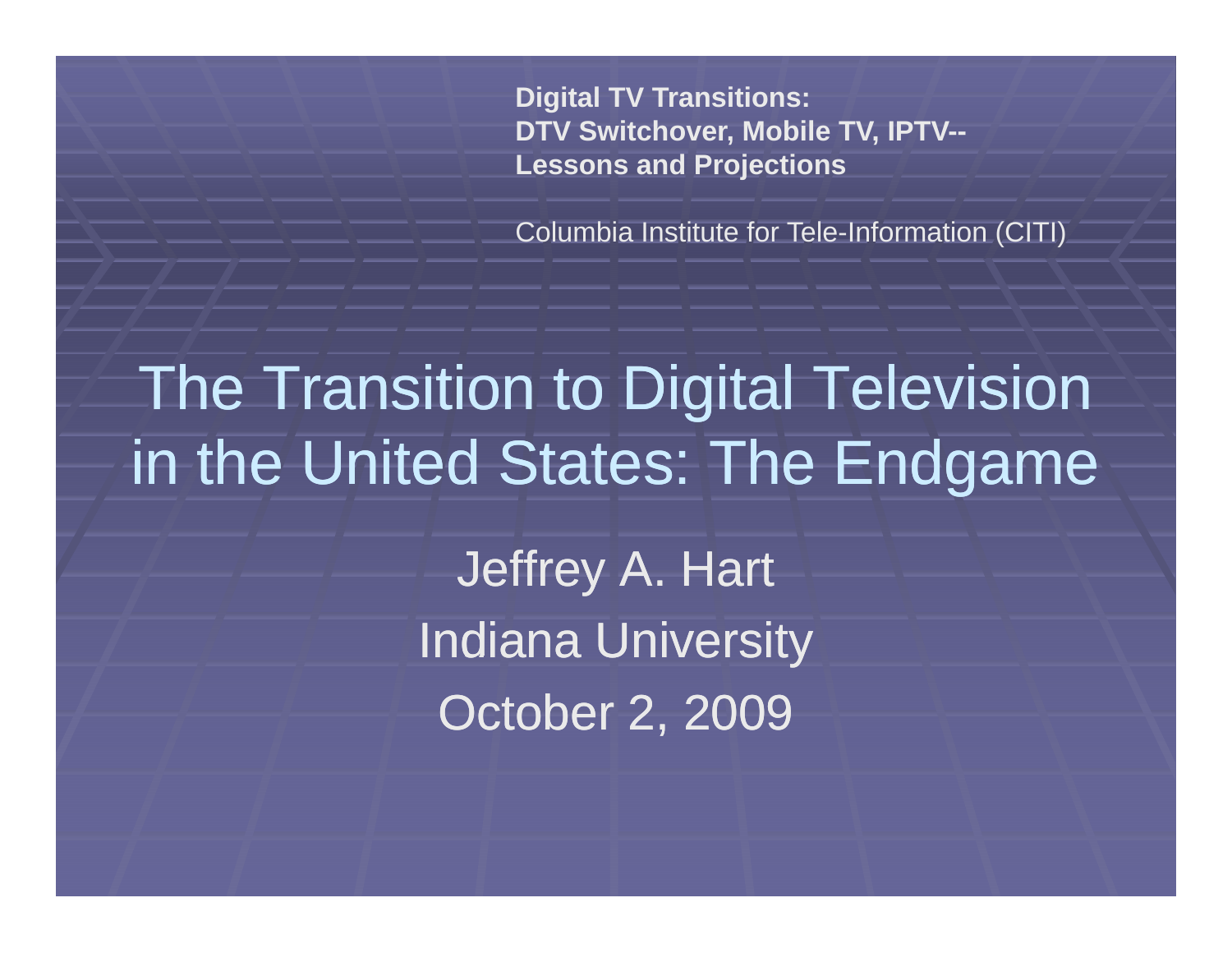**Digital TV Transitions:**
**DTV Switchover, Mobile TV, IPTV--**
**Lessons and Projections**

Columbia Institute for Tele-Information (CITI)

# The Transition to Digital Television in the United States: The Endgame

Jeffrey A. Hart

Indiana University

October 2, 2009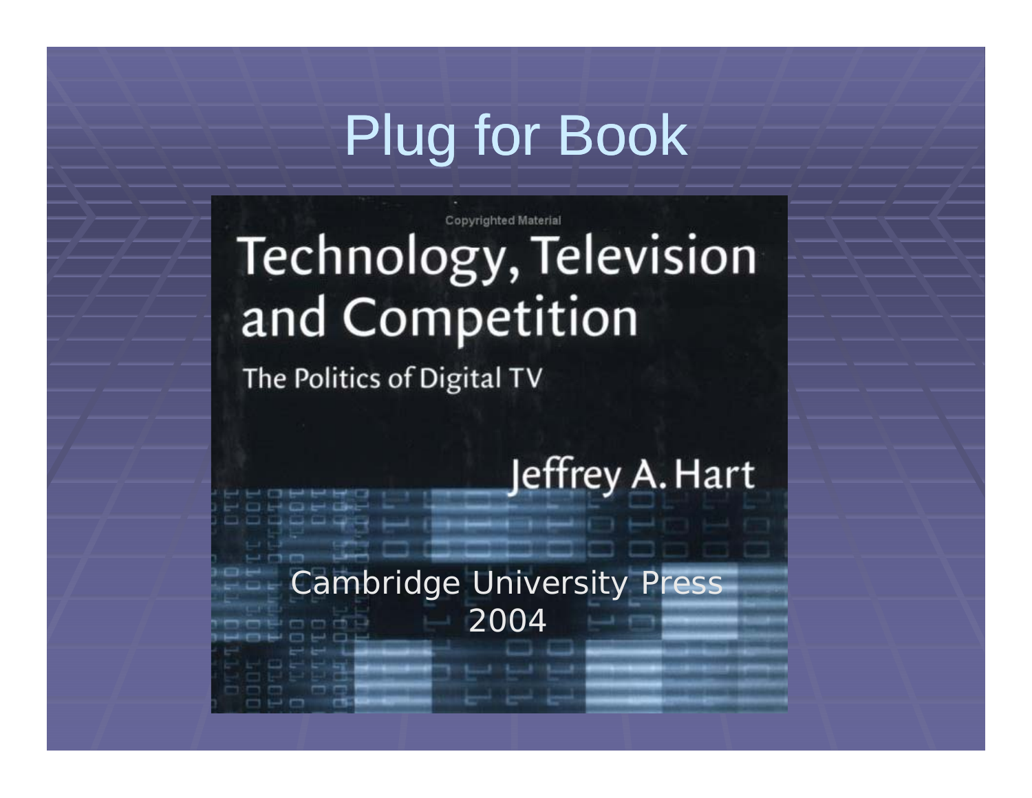# Plug for Book

Copyrighted Material

Technology, Television and Competition

The Politics of Digital TV

Jeffrey A. Hart

Cambridge University Press
2004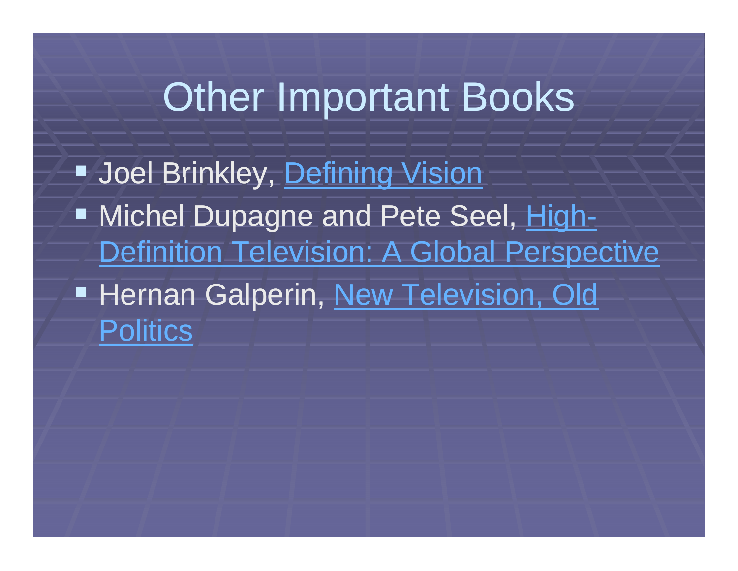# Other Important Books

- Joel Brinkley, Defining Vision
- Michel Dupagne and Pete Seel, High-Definition Television: A Global Perspective
- Hernan Galperin, New Television, Old Politics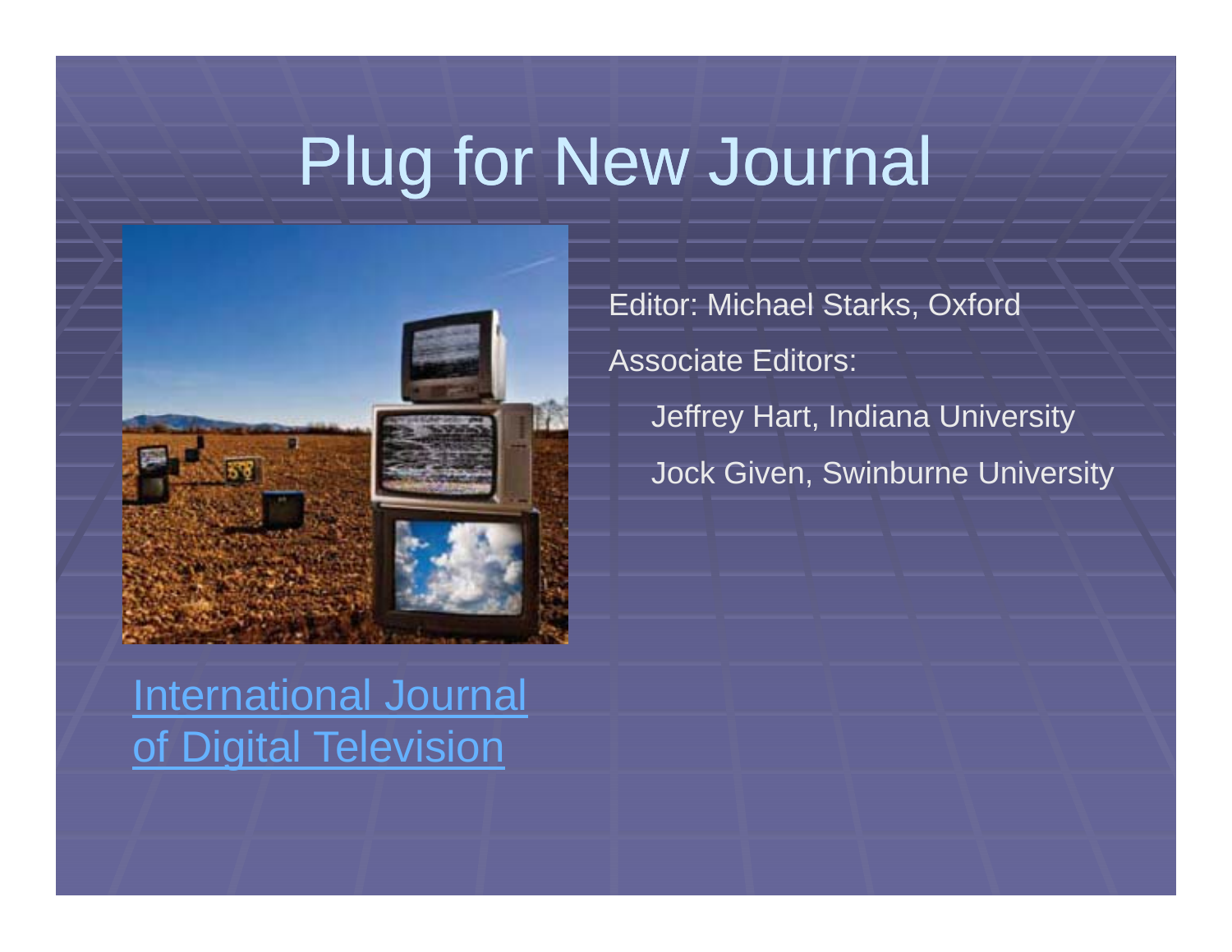# Plug for New Journal

Editor: Michael Starks, Oxford

Associate Editors:

- Jeffrey Hart, Indiana University
- Jock Given, Swinburne University

International Journal of Digital Television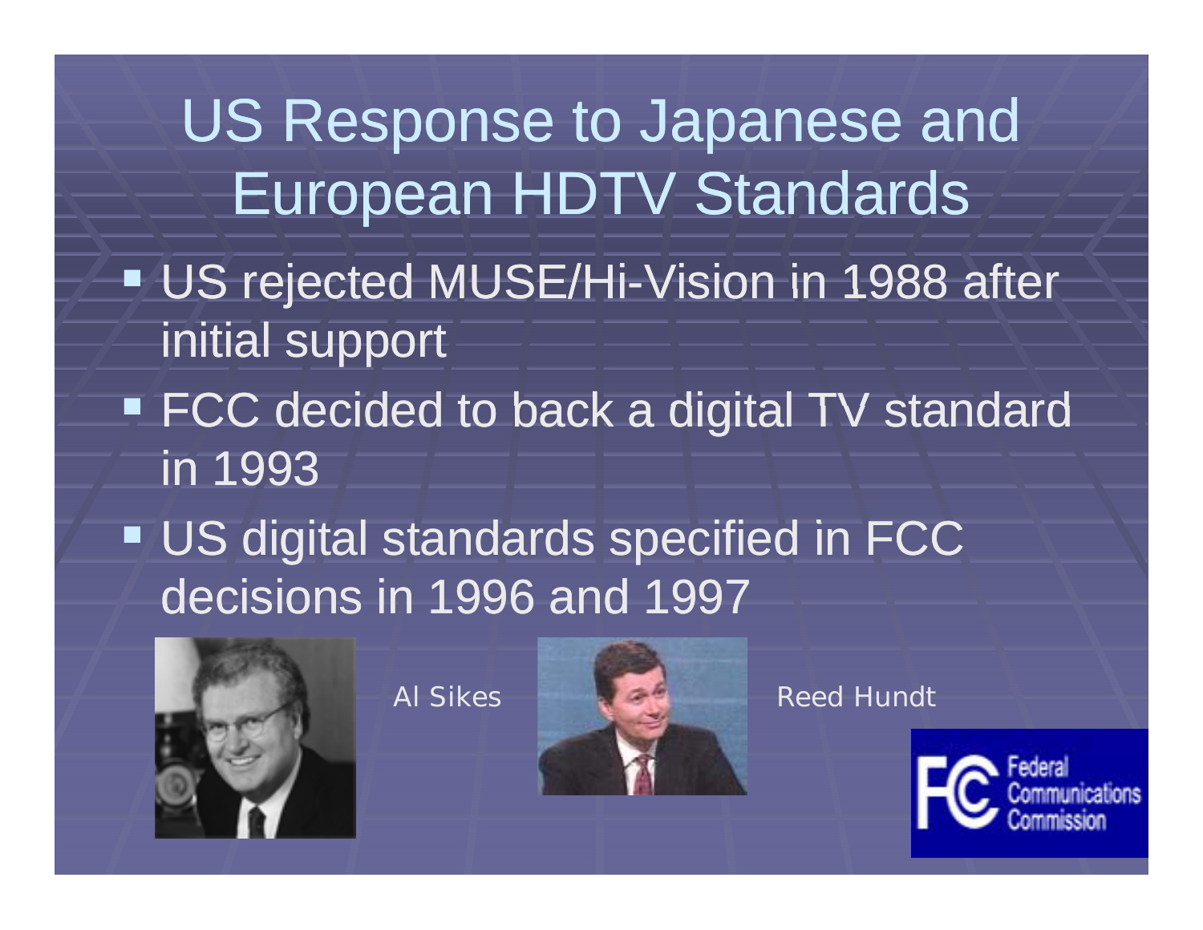# US Response to Japanese and European HDTV Standards

- US rejected MUSE/Hi-Vision in 1988 after initial support
- FCC decided to back a digital TV standard in 1993
- US digital standards specified in FCC decisions in 1996 and 1997

Al Sikes

Reed Hundt

Federal Communications Commission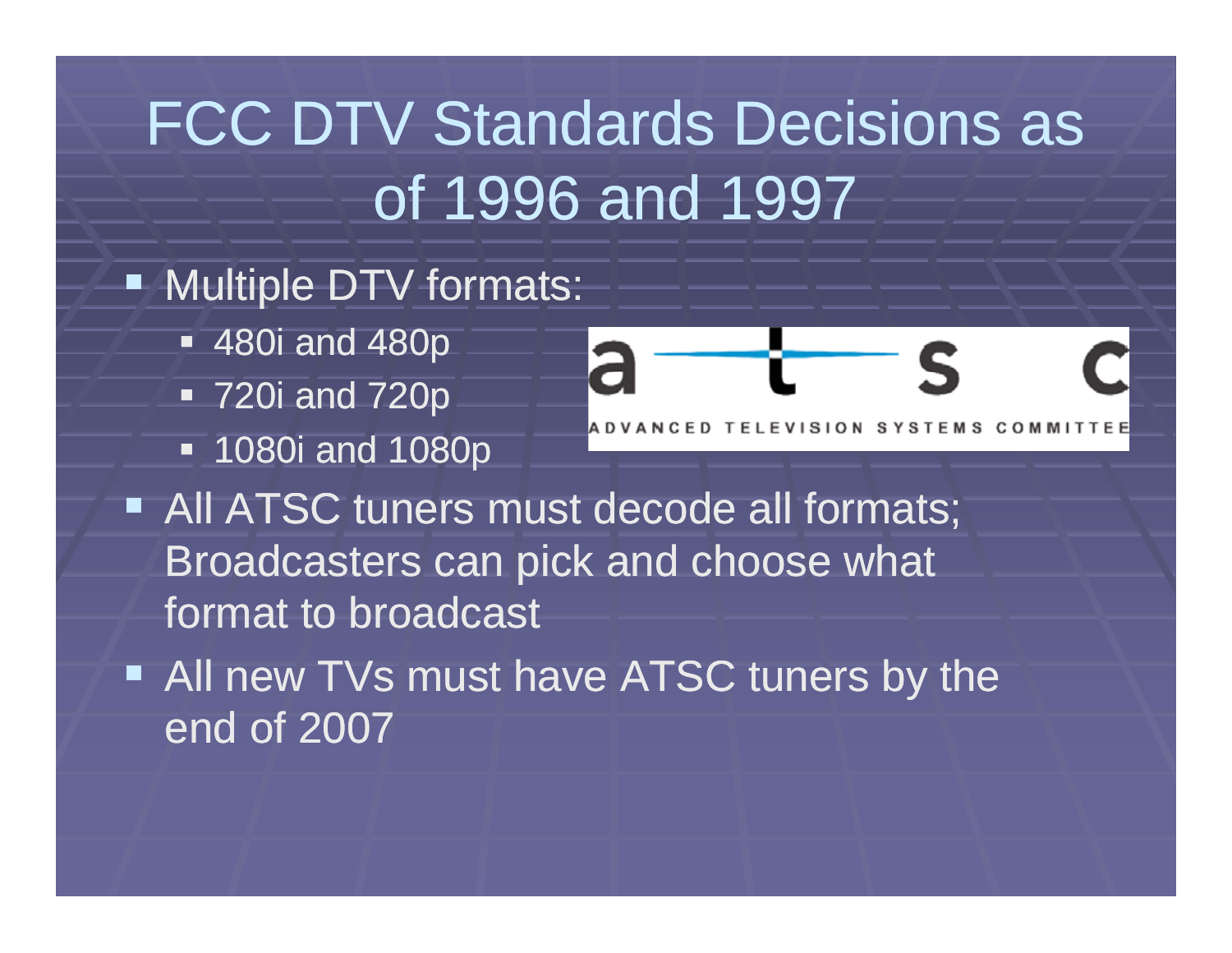# FCC DTV Standards Decisions as of 1996 and 1997

- Multiple DTV formats:
  - 480i and 480p
  - 720i and 720p
  - 1080i and 1080p
- All ATSC tuners must decode all formats; Broadcasters can pick and choose what format to broadcast
- All new TVs must have ATSC tuners by the end of 2007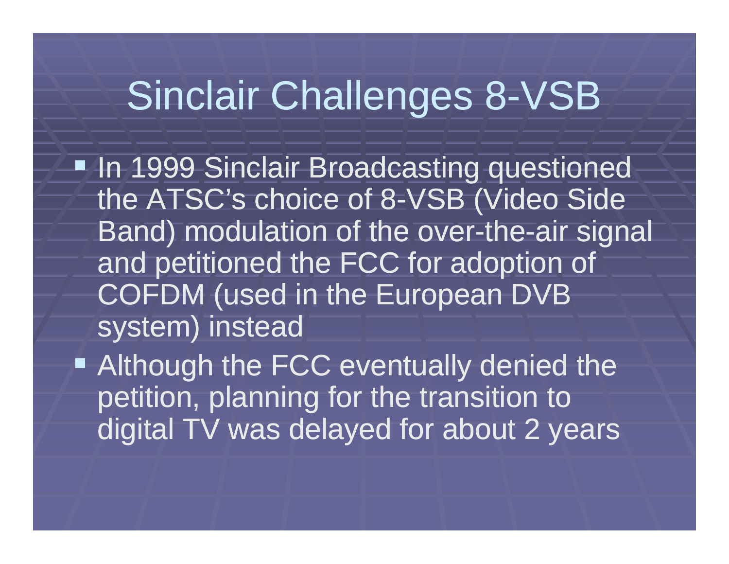# Sinclair Challenges 8-VSB

- In 1999 Sinclair Broadcasting questioned the ATSC's choice of 8-VSB (Video Side Band) modulation of the over-the-air signal and petitioned the FCC for adoption of COFDM (used in the European DVB system) instead
- Although the FCC eventually denied the petition, planning for the transition to digital TV was delayed for about 2 years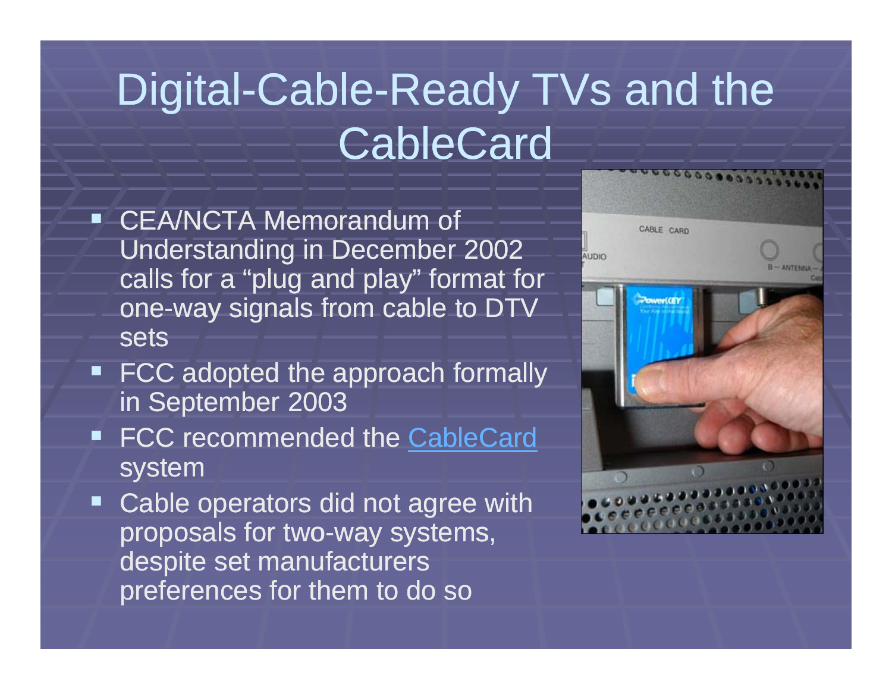# Digital-Cable-Ready TVs and the CableCard

- CEA/NCTA Memorandum of Understanding in December 2002 calls for a "plug and play" format for one-way signals from cable to DTV sets
- FCC adopted the approach formally in September 2003
- FCC recommended the CableCard system
- Cable operators did not agree with proposals for two-way systems, despite set manufacturers preferences for them to do so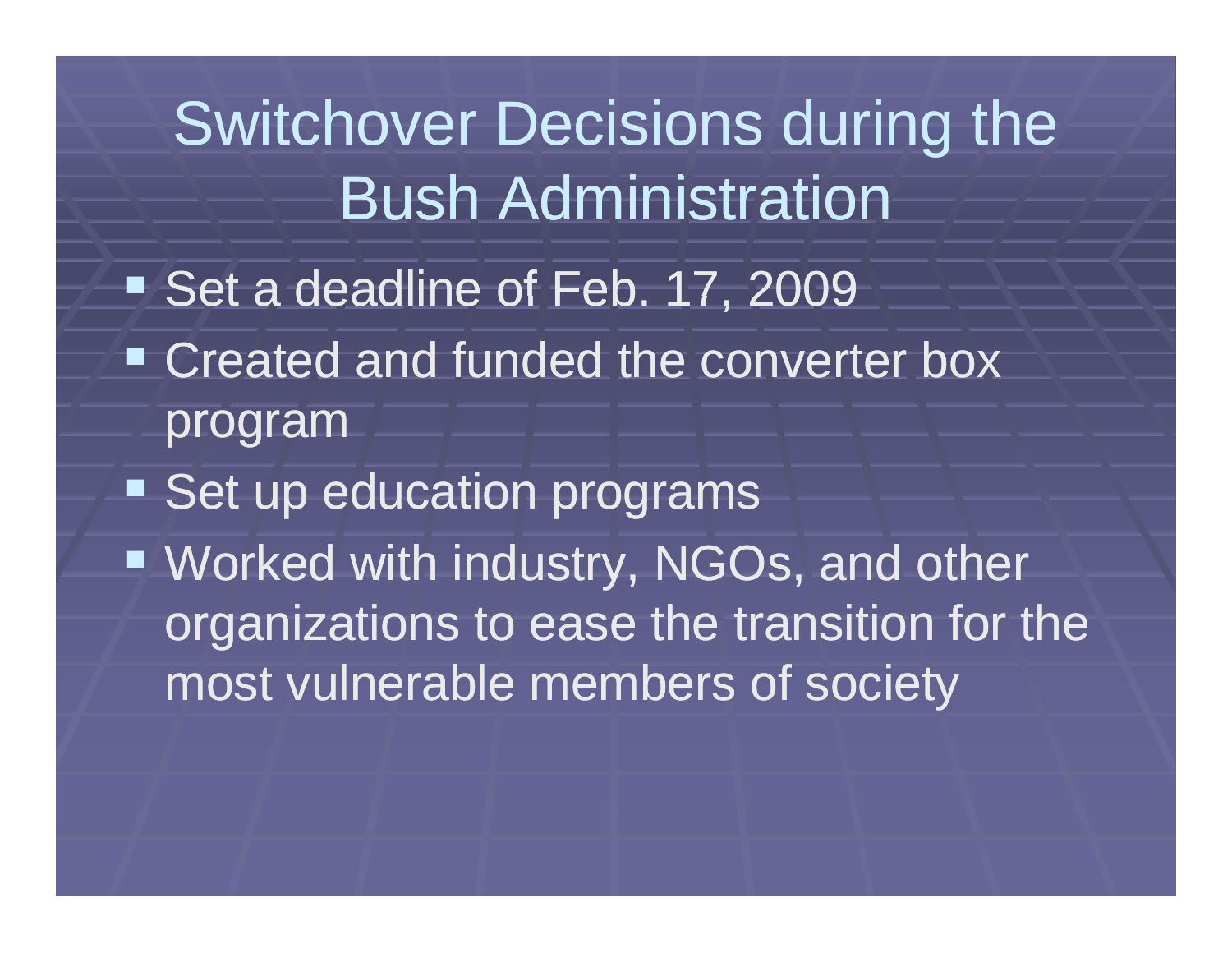# Switchover Decisions during the Bush Administration

- Set a deadline of Feb. 17, 2009
- Created and funded the converter box program
- Set up education programs
- Worked with industry, NGOs, and other organizations to ease the transition for the most vulnerable members of society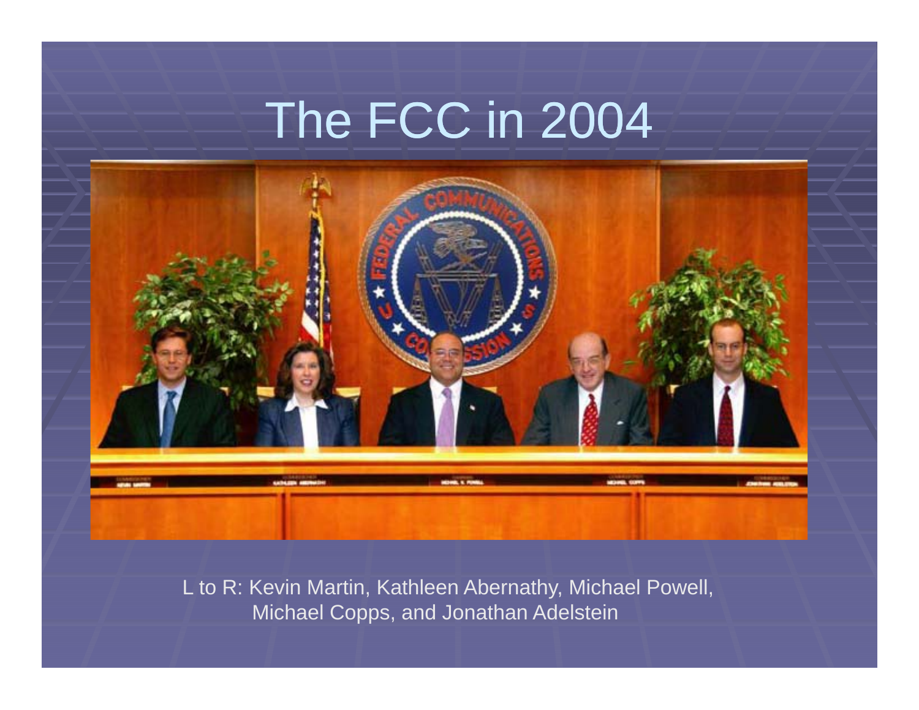# The FCC in 2004

L to R: Kevin Martin, Kathleen Abernathy, Michael Powell, Michael Copps, and Jonathan Adelstein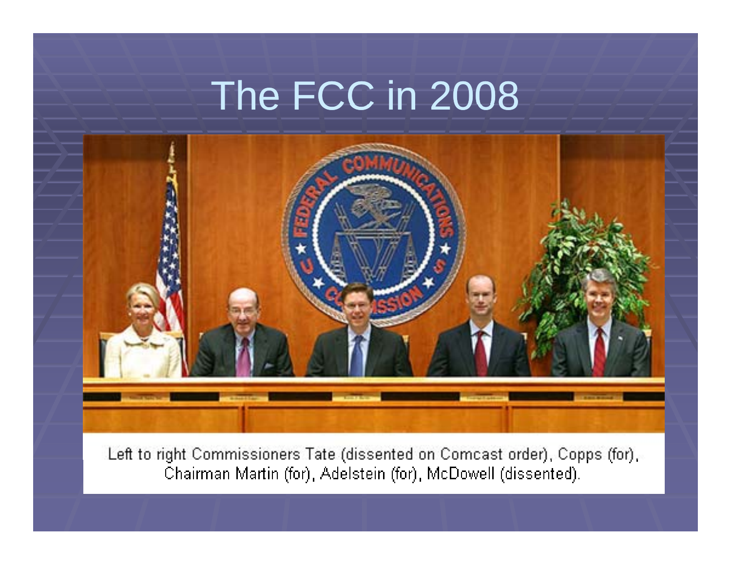# The FCC in 2008

Left to right Commissioners Tate (dissented on Comcast order), Copps (for), Chairman Martin (for), Adelstein (for), McDowell (dissented).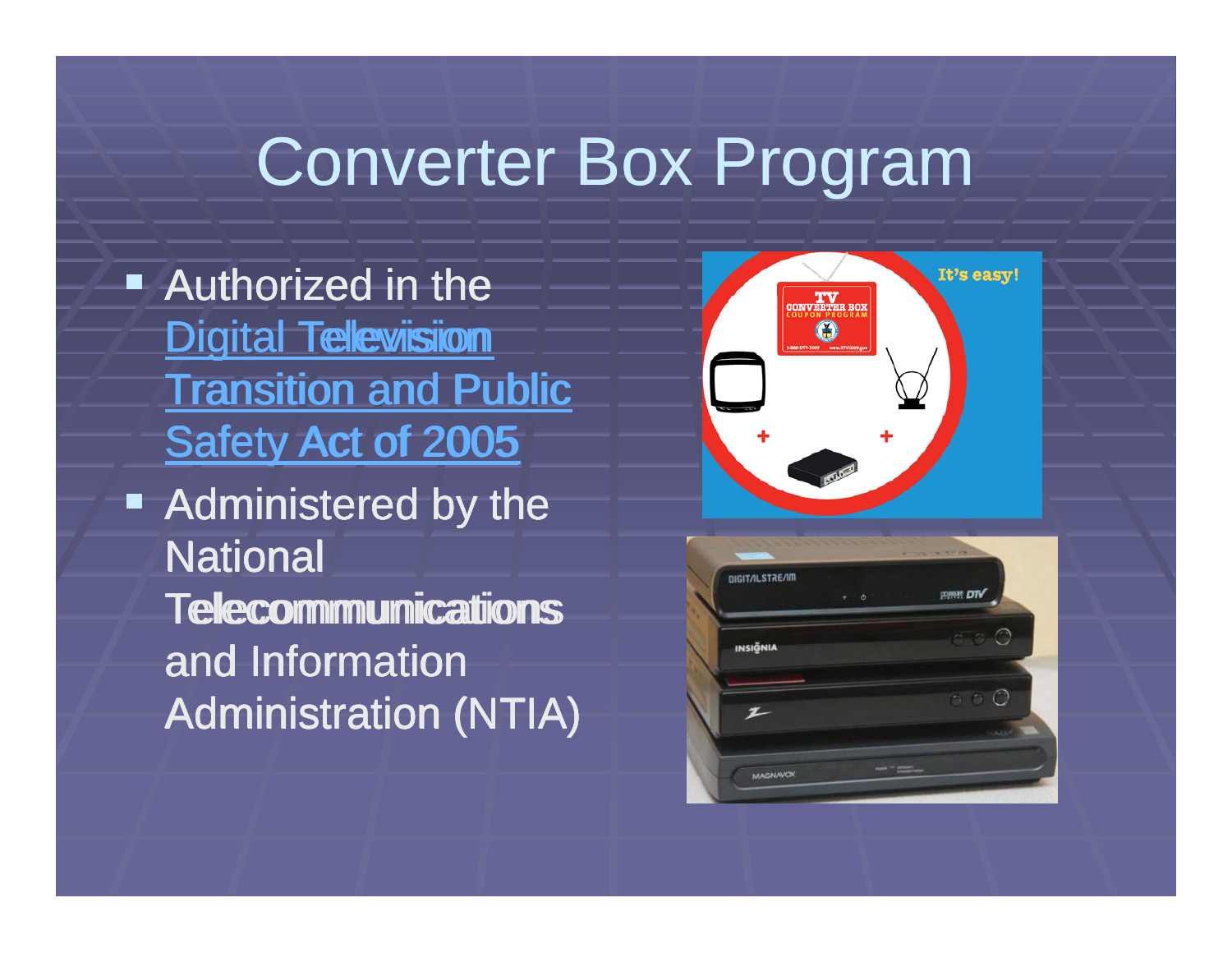# Converter Box Program

- Authorized in the Digital Television Transition and Public Safety Act of 2005
- Administered by the National Telecommunications and Information Administration (NTIA)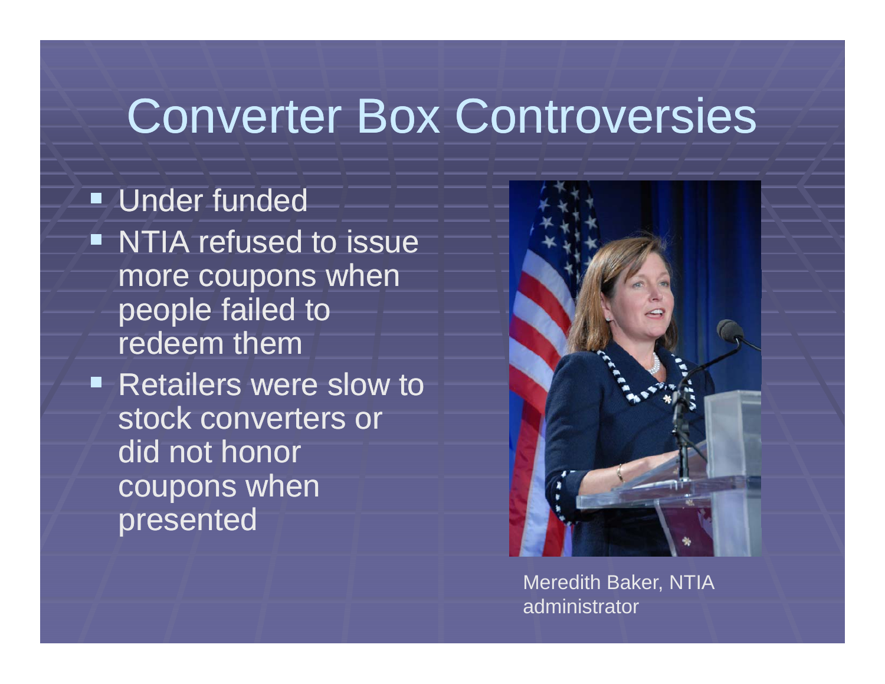# Converter Box Controversies

- Under funded
- NTIA refused to issue more coupons when people failed to redeem them
- Retailers were slow to stock converters or did not honor coupons when presented

Meredith Baker, NTIA administrator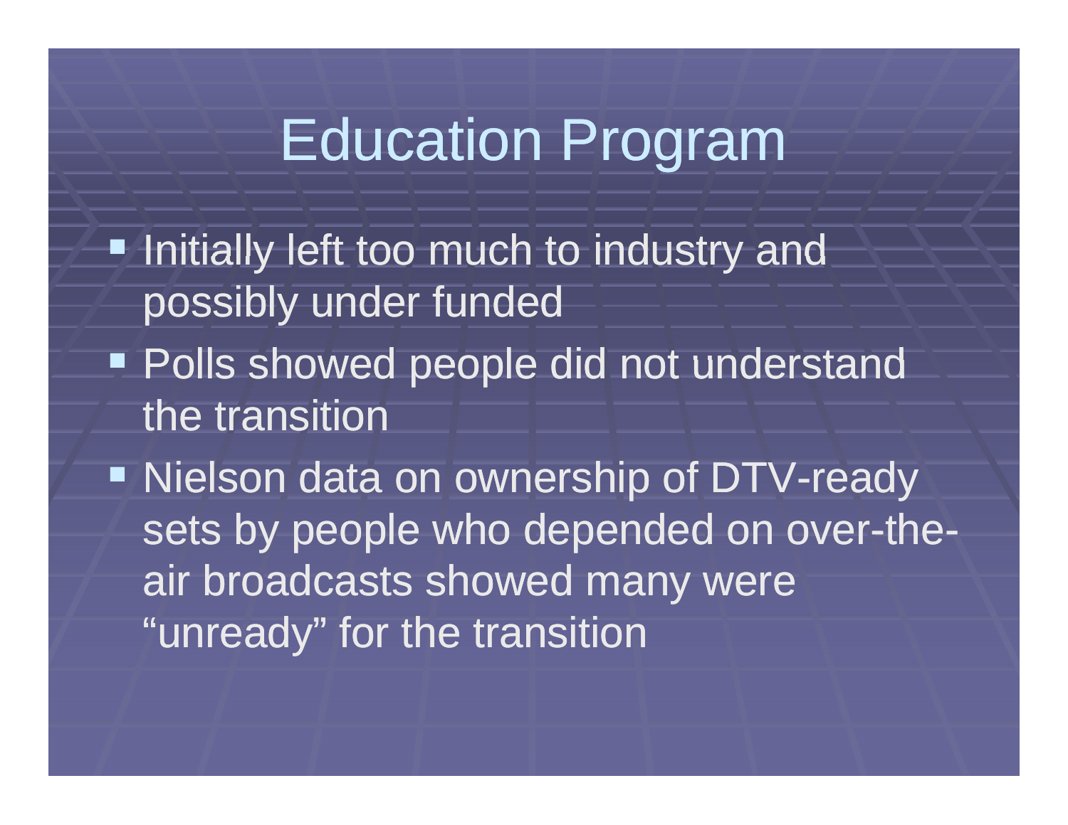# Education Program

- Initially left too much to industry and possibly under funded
- Polls showed people did not understand the transition
- Nielson data on ownership of DTV-ready sets by people who depended on over-the-air broadcasts showed many were “unready” for the transition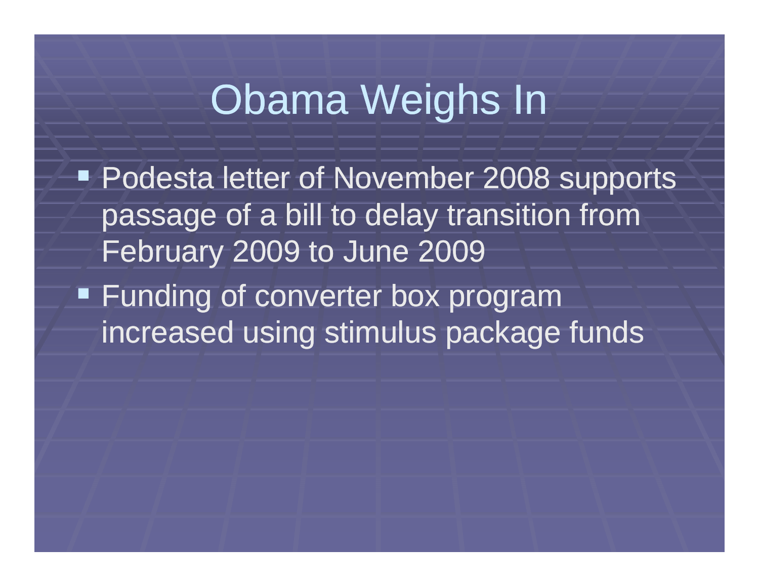# Obama Weighs In

- Podesta letter of November 2008 supports passage of a bill to delay transition from February 2009 to June 2009
- Funding of converter box program increased using stimulus package funds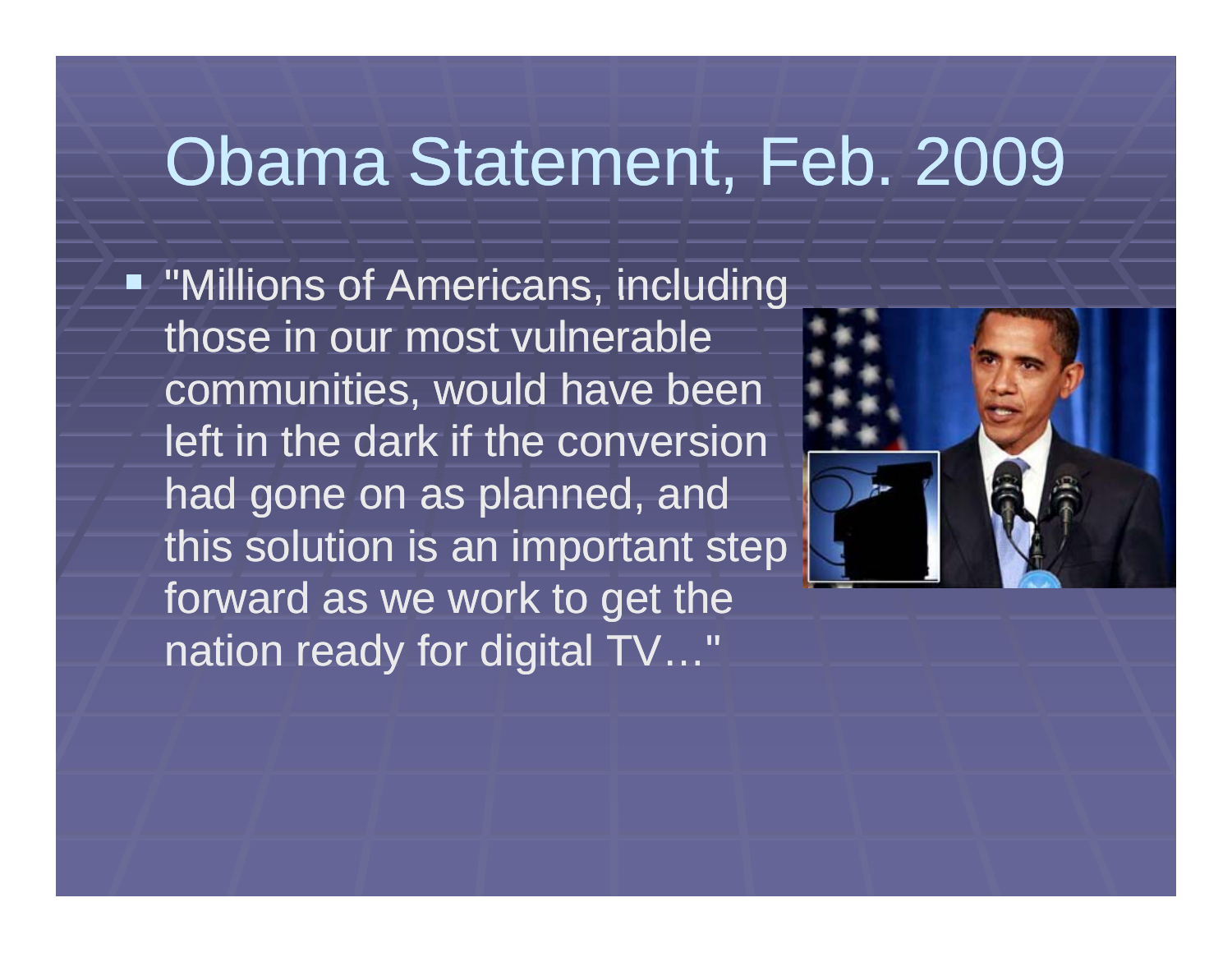# Obama Statement, Feb. 2009

- "Millions of Americans, including those in our most vulnerable communities, would have been left in the dark if the conversion had gone on as planned, and this solution is an important step forward as we work to get the nation ready for digital TV…"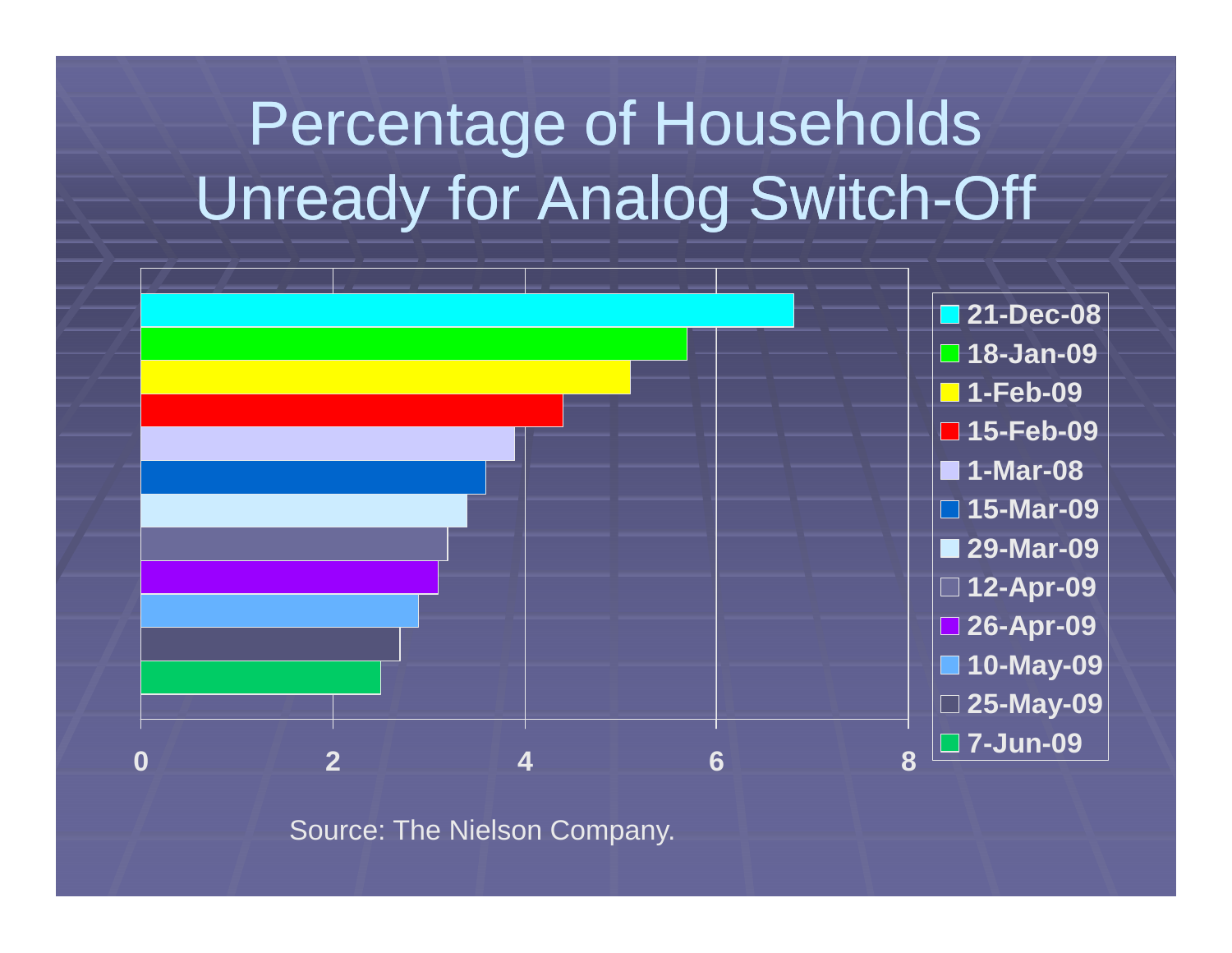# Percentage of Households Unready for Analog Switch-Off

21-Dec-08
18-Jan-09
1-Feb-09
15-Feb-09
1-Mar-08
15-Mar-09
29-Mar-09
12-Apr-09
26-Apr-09
10-May-09
25-May-09
7-Jun-09

0
2
4
6
8

Source: The Nielson Company.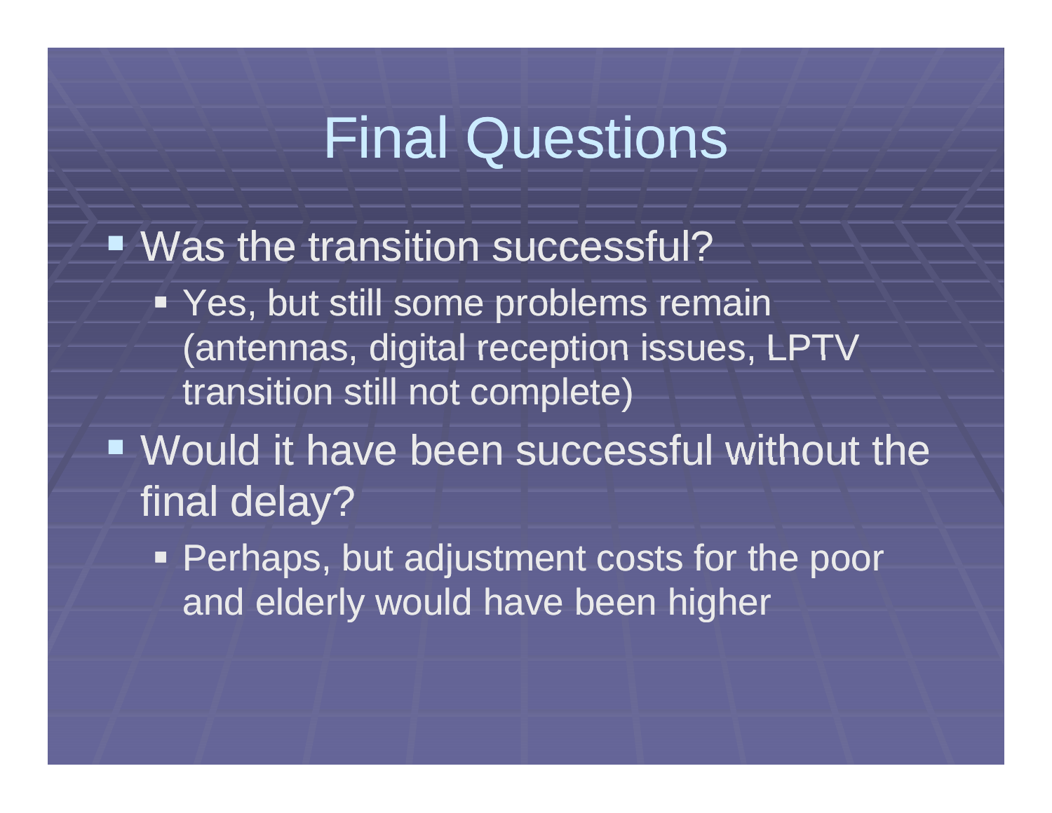# Final Questions

- Was the transition successful?
  - Yes, but still some problems remain (antennas, digital reception issues, LPTV transition still not complete)
- Would it have been successful without the final delay?
  - Perhaps, but adjustment costs for the poor and elderly would have been higher